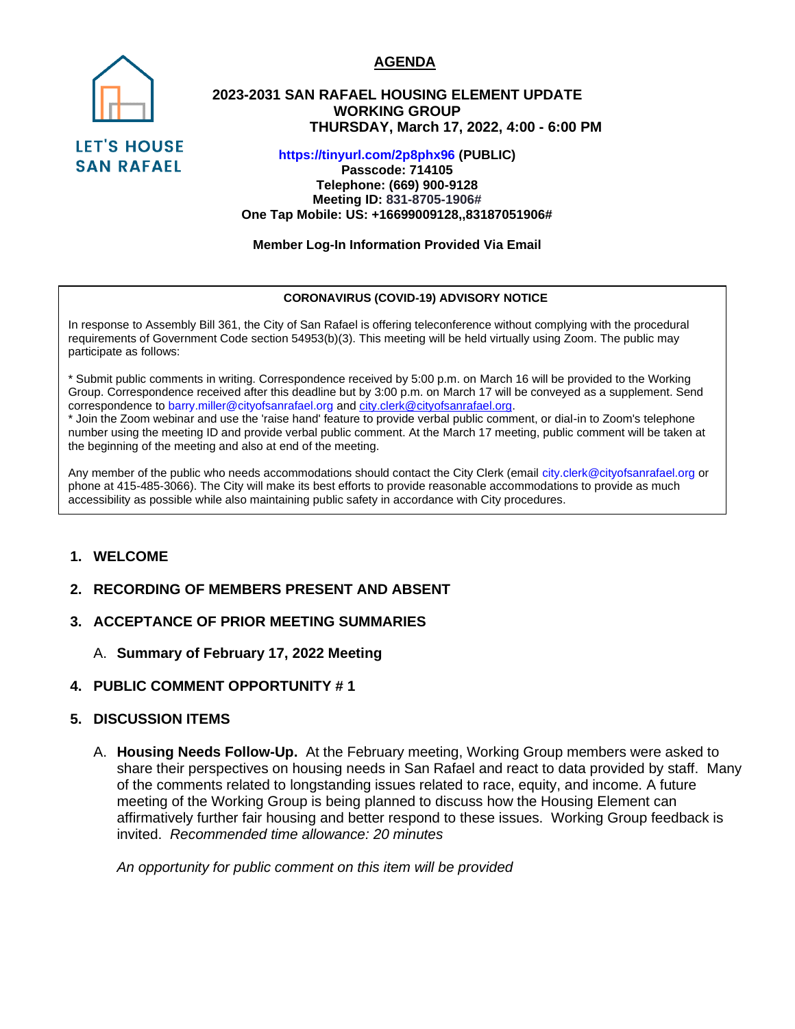LET'S HOUSE SAN RAFAEL

# AGENDA

## 2023-2031 SAN RAFAEL HOUSING ELEMENT UPDATE WORKING GROUP

**THURSDAY, March 17, 2022, 4:00 - 6:00 PM**

**https://tinyurl.com/2p8phx96 (PUBLIC)**
**Passcode: 714105**
**Telephone: (669) 900-9128**
**Meeting ID: 831-8705-1906#**
**One Tap Mobile: US: +16699009128,,83187051906#**

**Member Log-In Information Provided Via Email**

---

**CORONAVIRUS (COVID-19) ADVISORY NOTICE**

In response to Assembly Bill 361, the City of San Rafael is offering teleconference without complying with the procedural requirements of Government Code section 54953(b)(3). This meeting will be held virtually using Zoom. The public may participate as follows:

* Submit public comments in writing. Correspondence received by 5:00 p.m. on March 16 will be provided to the Working Group. Correspondence received after this deadline but by 3:00 p.m. on March 17 will be conveyed as a supplement. Send correspondence to barry.miller@cityofsanrafael.org and city.clerk@cityofsanrafael.org.
* Join the Zoom webinar and use the 'raise hand' feature to provide verbal public comment, or dial-in to Zoom's telephone number using the meeting ID and provide verbal public comment. At the March 17 meeting, public comment will be taken at the beginning of the meeting and also at end of the meeting.

Any member of the public who needs accommodations should contact the City Clerk (email city.clerk@cityofsanrafael.org or phone at 415-485-3066). The City will make its best efforts to provide reasonable accommodations to provide as much accessibility as possible while also maintaining public safety in accordance with City procedures.

---

1. **WELCOME**
2. **RECORDING OF MEMBERS PRESENT AND ABSENT**
3. **ACCEPTANCE OF PRIOR MEETING SUMMARIES**
   A. **Summary of February 17, 2022 Meeting**
4. **PUBLIC COMMENT OPPORTUNITY # 1**
5. **DISCUSSION ITEMS**
   A. **Housing Needs Follow-Up.** At the February meeting, Working Group members were asked to share their perspectives on housing needs in San Rafael and react to data provided by staff. Many of the comments related to longstanding issues related to race, equity, and income. A future meeting of the Working Group is being planned to discuss how the Housing Element can affirmatively further fair housing and better respond to these issues. Working Group feedback is invited. *Recommended time allowance: 20 minutes*

      *An opportunity for public comment on this item will be provided*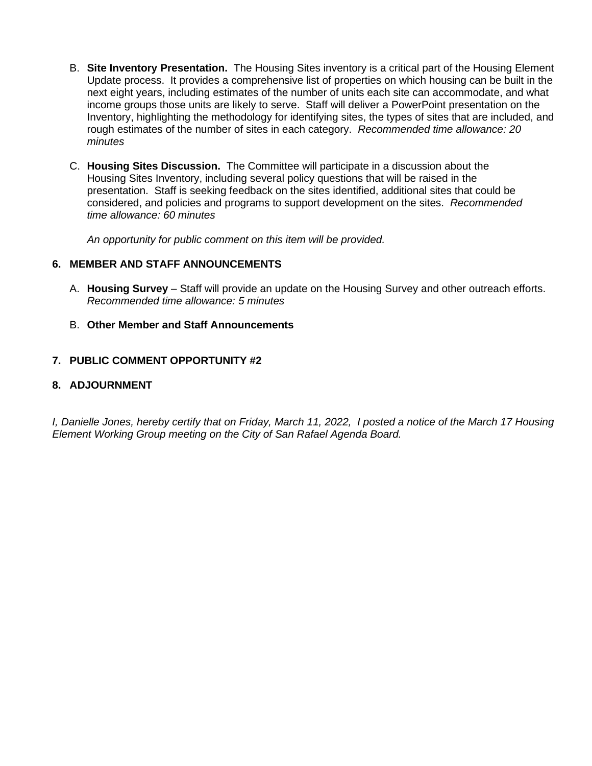B. **Site Inventory Presentation.** The Housing Sites inventory is a critical part of the Housing Element Update process. It provides a comprehensive list of properties on which housing can be built in the next eight years, including estimates of the number of units each site can accommodate, and what income groups those units are likely to serve. Staff will deliver a PowerPoint presentation on the Inventory, highlighting the methodology for identifying sites, the types of sites that are included, and rough estimates of the number of sites in each category. *Recommended time allowance: 20 minutes*

C. **Housing Sites Discussion.** The Committee will participate in a discussion about the Housing Sites Inventory, including several policy questions that will be raised in the presentation. Staff is seeking feedback on the sites identified, additional sites that could be considered, and policies and programs to support development on the sites. *Recommended time allowance: 60 minutes*

*An opportunity for public comment on this item will be provided.*

## 6. MEMBER AND STAFF ANNOUNCEMENTS

A. **Housing Survey** – Staff will provide an update on the Housing Survey and other outreach efforts. *Recommended time allowance: 5 minutes*

B. **Other Member and Staff Announcements**

## 7. PUBLIC COMMENT OPPORTUNITY #2

## 8. ADJOURNMENT

*I, Danielle Jones, hereby certify that on Friday, March 11, 2022, I posted a notice of the March 17 Housing Element Working Group meeting on the City of San Rafael Agenda Board.*